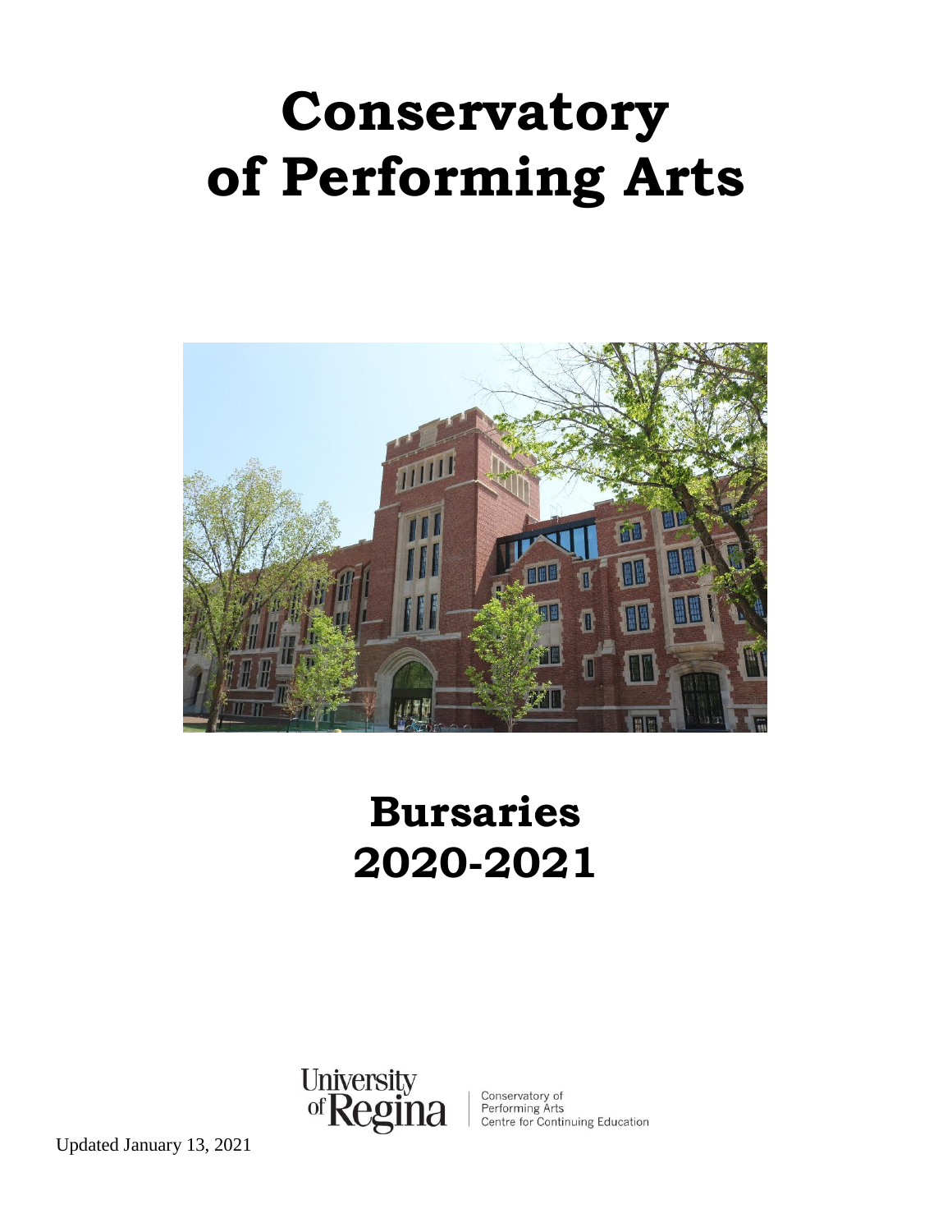# Conservatory of Performing Arts

# Bursaries 2020-2021

University of Regina | Conservatory of Performing Arts Centre for Continuing Education

Updated January 13, 2021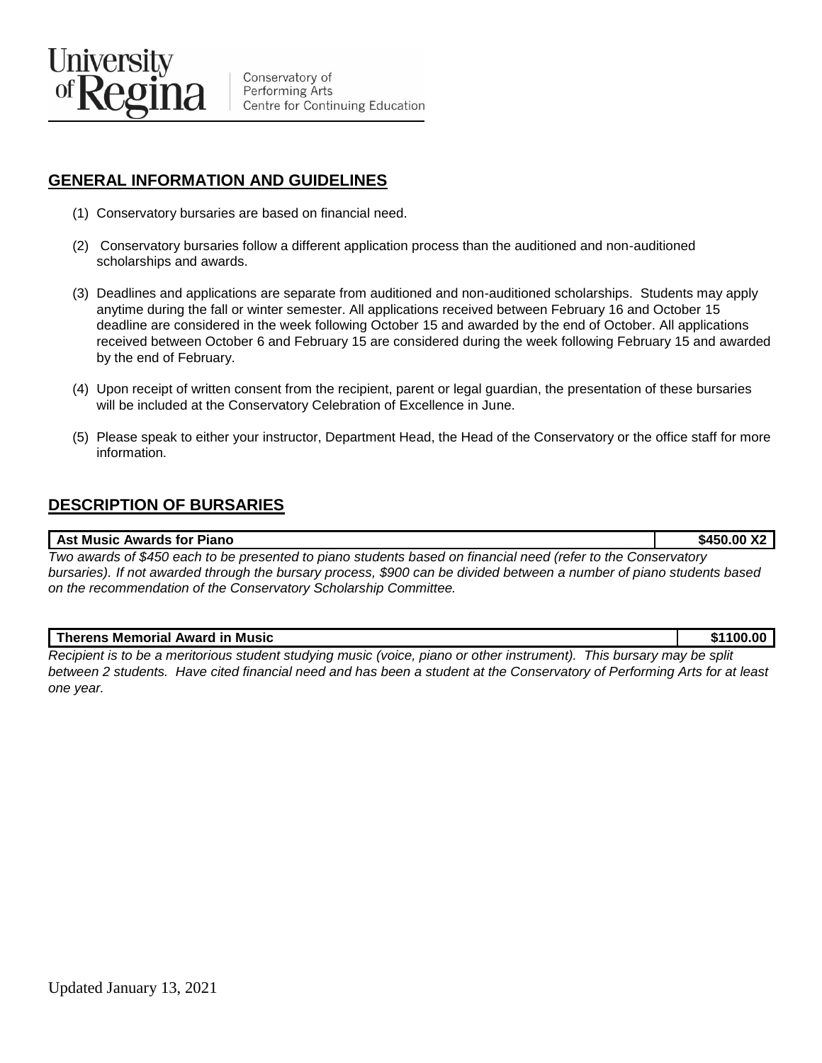University of Regina | Conservatory of Performing Arts, Centre for Continuing Education

## GENERAL INFORMATION AND GUIDELINES

(1) Conservatory bursaries are based on financial need.

(2) Conservatory bursaries follow a different application process than the auditioned and non-auditioned scholarships and awards.

(3) Deadlines and applications are separate from auditioned and non-auditioned scholarships. Students may apply anytime during the fall or winter semester. All applications received between February 16 and October 15 deadline are considered in the week following October 15 and awarded by the end of October. All applications received between October 6 and February 15 are considered during the week following February 15 and awarded by the end of February.

(4) Upon receipt of written consent from the recipient, parent or legal guardian, the presentation of these bursaries will be included at the Conservatory Celebration of Excellence in June.

(5) Please speak to either your instructor, Department Head, the Head of the Conservatory or the office staff for more information.

## DESCRIPTION OF BURSARIES

| Ast Music Awards for Piano | $450.00 X2 |
|---|---|

*Two awards of $450 each to be presented to piano students based on financial need (refer to the Conservatory bursaries). If not awarded through the bursary process, $900 can be divided between a number of piano students based on the recommendation of the Conservatory Scholarship Committee.*

| Therens Memorial Award in Music | $1100.00 |
|---|---|

*Recipient is to be a meritorious student studying music (voice, piano or other instrument). This bursary may be split between 2 students. Have cited financial need and has been a student at the Conservatory of Performing Arts for at least one year.*

Updated January 13, 2021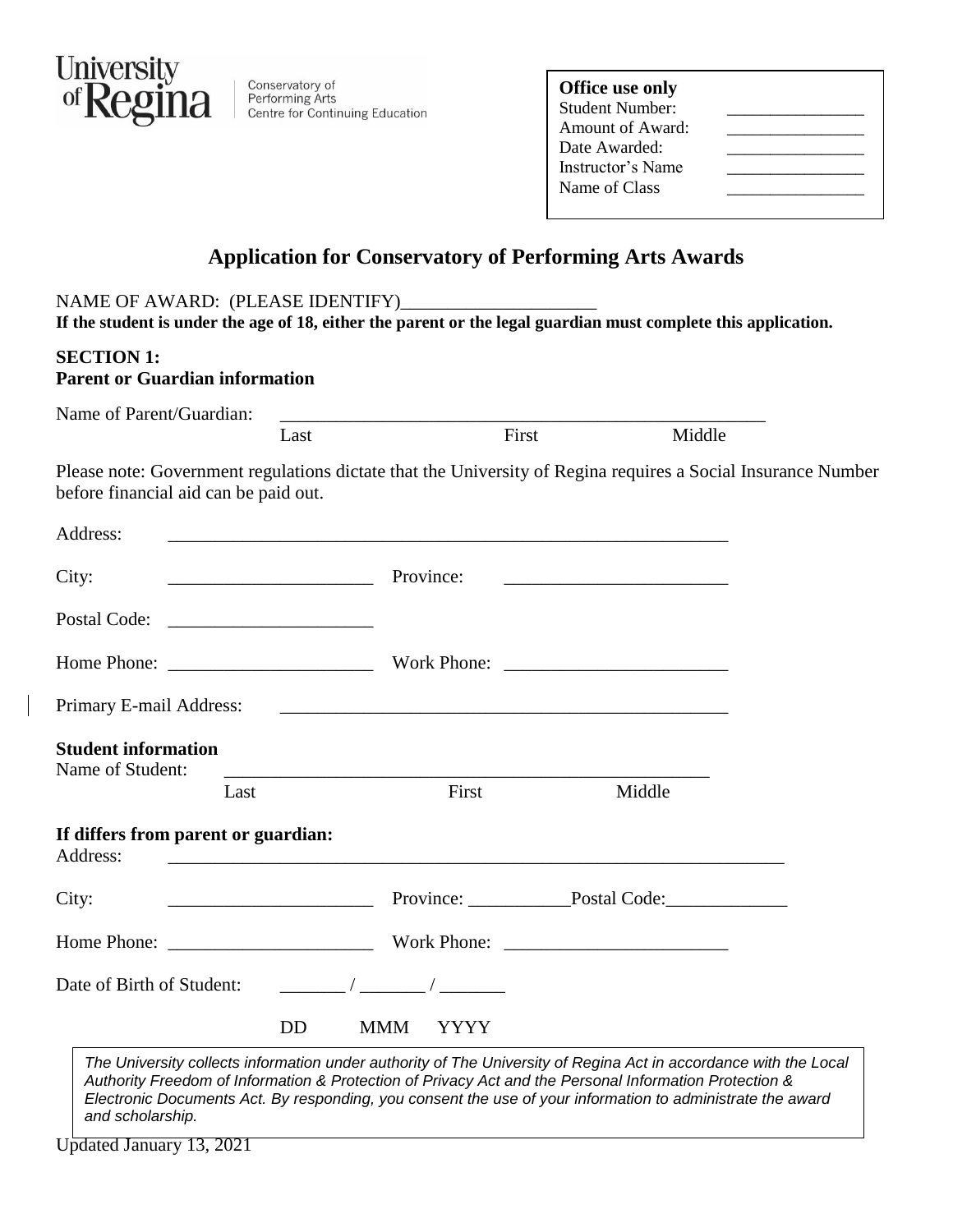University of Regina | Conservatory of Performing Arts | Centre for Continuing Education

**Office use only**
Student Number: ________________
Amount of Award: ________________
Date Awarded: ________________
Instructor's Name ________________
Name of Class ________________

# Application for Conservatory of Performing Arts Awards

NAME OF AWARD: (PLEASE IDENTIFY)_____________________

**If the student is under the age of 18, either the parent or the legal guardian must complete this application.**

## SECTION 1:
### Parent or Guardian information

Name of Parent/Guardian: _______________________________________________________
Last First Middle

Please note: Government regulations dictate that the University of Regina requires a Social Insurance Number before financial aid can be paid out.

Address: _______________________________________________________________

City: ______________________ Province: ________________________

Postal Code: ______________________

Home Phone: ______________________ Work Phone: ________________________

Primary E-mail Address: _________________________________________________

**Student information**

Name of Student: _______________________________________________________
Last First Middle

**If differs from parent or guardian:**

Address: _____________________________________________________________________

City: ______________________ Province: ___________Postal Code:_____________

Home Phone: ______________________ Work Phone: ________________________

Date of Birth of Student: _______ / _______ / _______
DD MMM YYYY

*The University collects information under authority of The University of Regina Act in accordance with the Local Authority Freedom of Information & Protection of Privacy Act and the Personal Information Protection & Electronic Documents Act. By responding, you consent the use of your information to administrate the award and scholarship.*

Updated January 13, 2021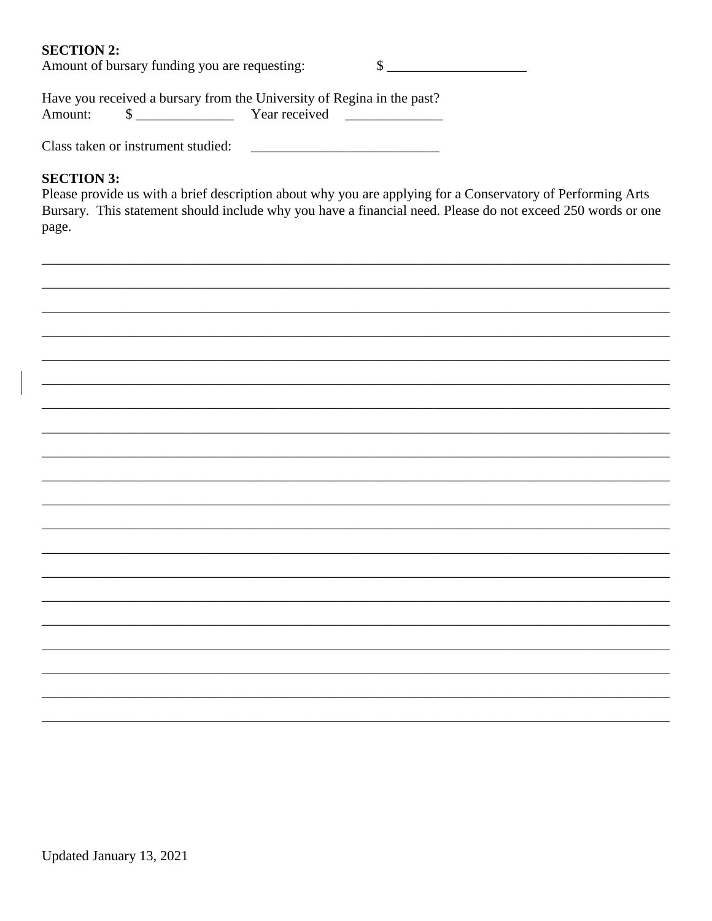**SECTION 2:**

Amount of bursary funding you are requesting: $ ____________________

Have you received a bursary from the University of Regina in the past?

Amount: $ ______________ Year received ______________

Class taken or instrument studied: ___________________________

**SECTION 3:**

Please provide us with a brief description about why you are applying for a Conservatory of Performing Arts Bursary. This statement should include why you have a financial need. Please do not exceed 250 words or one page.

______________________________________________________________________________

______________________________________________________________________________

______________________________________________________________________________

______________________________________________________________________________

______________________________________________________________________________

______________________________________________________________________________

______________________________________________________________________________

______________________________________________________________________________

______________________________________________________________________________

______________________________________________________________________________

______________________________________________________________________________

______________________________________________________________________________

______________________________________________________________________________

______________________________________________________________________________

______________________________________________________________________________

______________________________________________________________________________

______________________________________________________________________________

______________________________________________________________________________

______________________________________________________________________________

______________________________________________________________________________

Updated January 13, 2021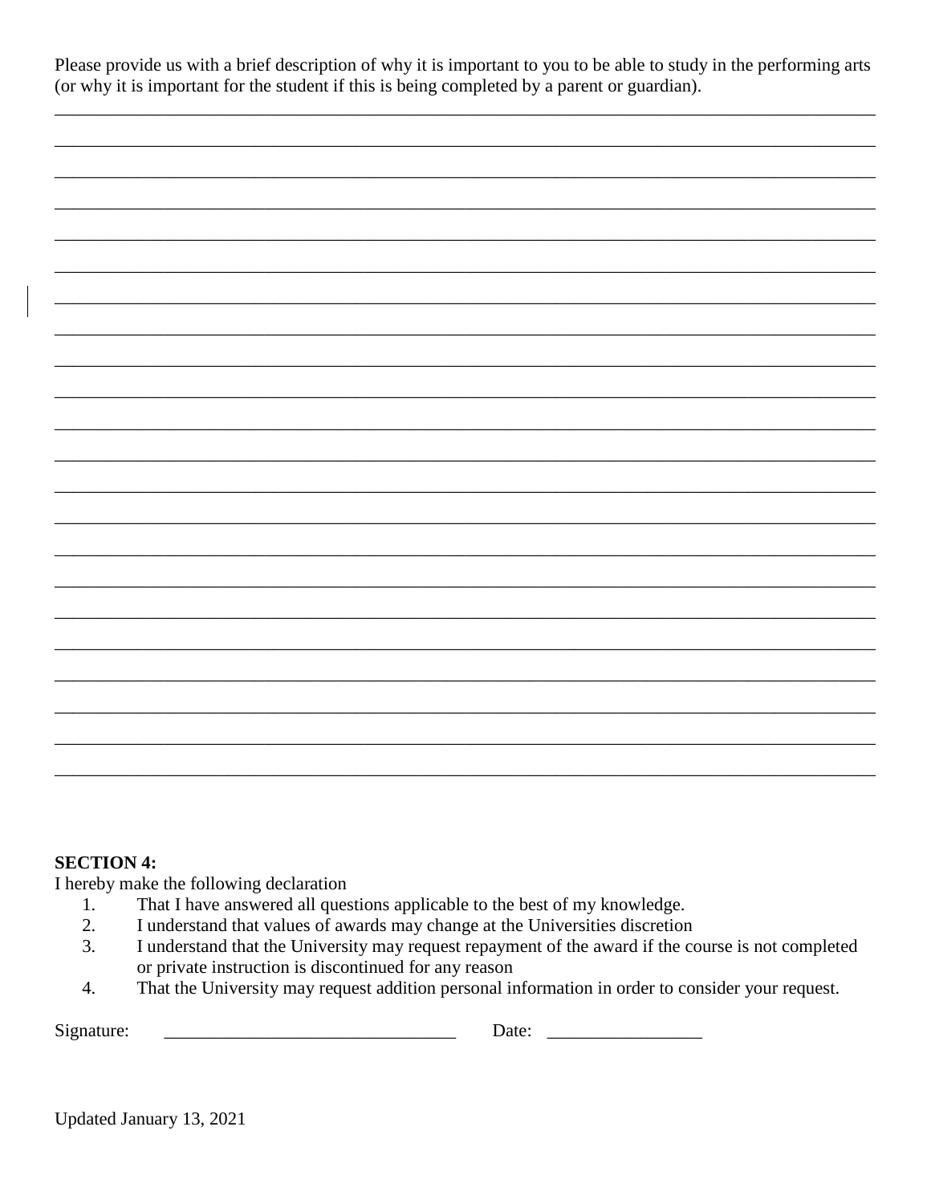Please provide us with a brief description of why it is important to you to be able to study in the performing arts (or why it is important for the student if this is being completed by a parent or guardian).

______________________________________________________________________________

______________________________________________________________________________

______________________________________________________________________________

______________________________________________________________________________

______________________________________________________________________________

______________________________________________________________________________

______________________________________________________________________________

______________________________________________________________________________

______________________________________________________________________________

______________________________________________________________________________

______________________________________________________________________________

______________________________________________________________________________

______________________________________________________________________________

______________________________________________________________________________

______________________________________________________________________________

______________________________________________________________________________

______________________________________________________________________________

______________________________________________________________________________

______________________________________________________________________________

______________________________________________________________________________

______________________________________________________________________________

______________________________________________________________________________

**SECTION 4:**

I hereby make the following declaration

1. That I have answered all questions applicable to the best of my knowledge.
2. I understand that values of awards may change at the Universities discretion
3. I understand that the University may request repayment of the award if the course is not completed or private instruction is discontinued for any reason
4. That the University may request addition personal information in order to consider your request.

Signature: ________________________________ Date: _________________

Updated January 13, 2021